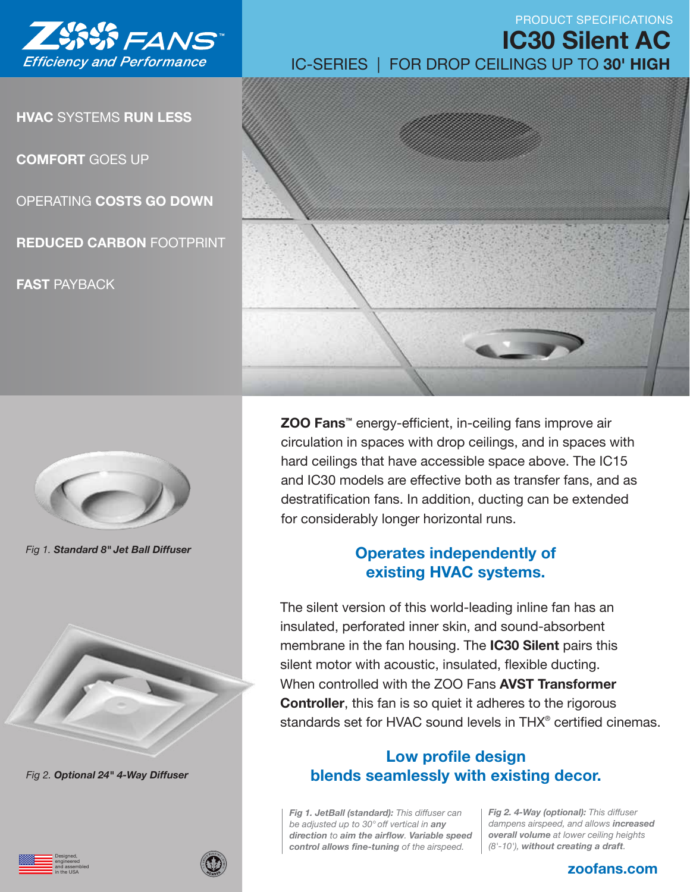ZOO FANS™
*Efficiency and Performance*

PRODUCT SPECIFICATIONS

# IC30 Silent AC

## IC-SERIES | FOR DROP CEILINGS UP TO **30' HIGH**

**HVAC** SYSTEMS **RUN LESS**

**COMFORT** GOES UP

OPERATING **COSTS GO DOWN**

**REDUCED CARBON** FOOTPRINT

**FAST** PAYBACK

**ZOO Fans™** energy-efficient, in-ceiling fans improve air circulation in spaces with drop ceilings, and in spaces with hard ceilings that have accessible space above. The IC15 and IC30 models are effective both as transfer fans, and as destratification fans. In addition, ducting can be extended for considerably longer horizontal runs.

### Operates independently of existing HVAC systems.

The silent version of this world-leading inline fan has an insulated, perforated inner skin, and sound-absorbent membrane in the fan housing. The **IC30 Silent** pairs this silent motor with acoustic, insulated, flexible ducting. When controlled with the ZOO Fans **AVST Transformer Controller**, this fan is so quiet it adheres to the rigorous standards set for HVAC sound levels in THX® certified cinemas.

### Low profile design blends seamlessly with existing decor.

*Fig 1.* ***Standard 8" Jet Ball Diffuser***

*Fig 2.* ***Optional 24" 4-Way Diffuser***

***Fig 1. JetBall (standard):*** *This diffuser can be adjusted up to 30° off vertical in* ***any direction*** *to* ***aim the airflow****.* ***Variable speed control allows fine-tuning*** *of the airspeed.*

***Fig 2. 4-Way (optional):*** *This diffuser dampens airspeed, and allows* ***increased overall volume*** *at lower ceiling heights (8'-10'),* ***without creating a draft****.*

Designed, engineered and assembled in the USA

**zoofans.com**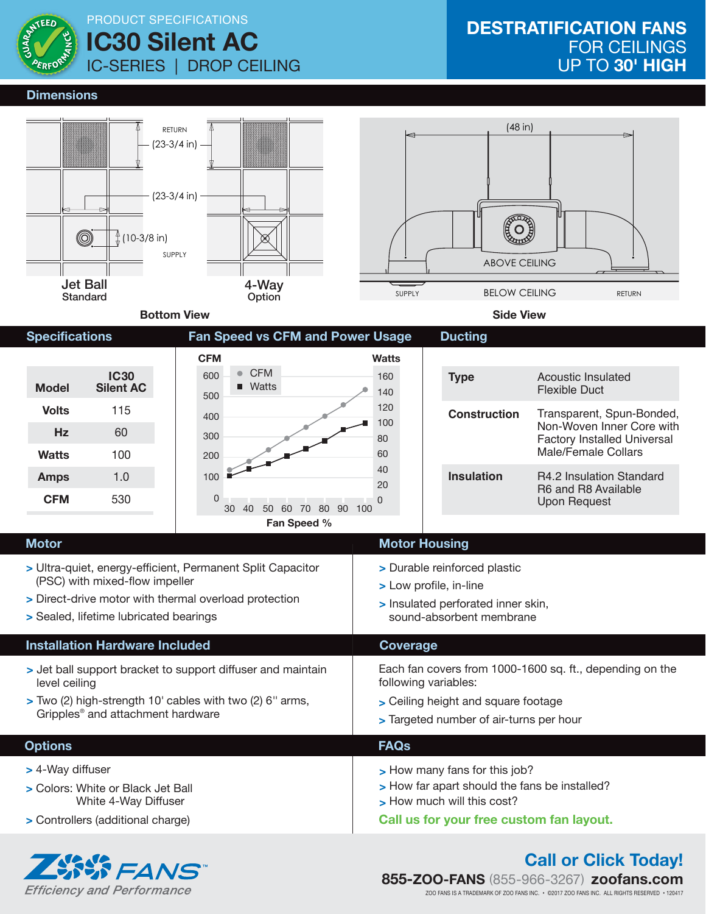PRODUCT SPECIFICATIONS

# IC30 Silent AC

IC-SERIES | DROP CEILING

**DESTRATIFICATION FANS FOR CEILINGS UP TO 30' HIGH**

## Dimensions

RETURN
(23-3/4 in)
(23-3/4 in)
(10-3/8 in)
SUPPLY

Jet Ball
Standard

4-Way
Option

**Bottom View**

(48 in)
ABOVE CEILING
BELOW CEILING
SUPPLY
RETURN

**Side View**

## Specifications

| Model | IC30 Silent AC |
|---|---|
| Volts | 115 |
| Hz | 60 |
| Watts | 100 |
| Amps | 1.0 |
| CFM | 530 |

## Fan Speed vs CFM and Power Usage

CFM
Watts
CFM
Watts
600
500
400
300
200
100
0
160
140
120
100
80
60
40
20
0
30 40 50 60 70 80 90 100
Fan Speed %

## Ducting

| | |
|---|---|
| **Type** | Acoustic Insulated Flexible Duct |
| **Construction** | Transparent, Spun-Bonded, Non-Woven Inner Core with Factory Installed Universal Male/Female Collars |
| **Insulation** | R4.2 Insulation Standard R6 and R8 Available Upon Request |

## Motor

- Ultra-quiet, energy-efficient, Permanent Split Capacitor (PSC) with mixed-flow impeller
- Direct-drive motor with thermal overload protection
- Sealed, lifetime lubricated bearings

## Motor Housing

- Durable reinforced plastic
- Low profile, in-line
- Insulated perforated inner skin, sound-absorbent membrane

## Installation Hardware Included

- Jet ball support bracket to support diffuser and maintain level ceiling
- Two (2) high-strength 10' cables with two (2) 6" arms, Gripples® and attachment hardware

## Coverage

Each fan covers from 1000-1600 sq. ft., depending on the following variables:

- Ceiling height and square footage
- Targeted number of air-turns per hour

## Options

- 4-Way diffuser
- Colors: White or Black Jet Ball
  White 4-Way Diffuser
- Controllers (additional charge)

## FAQs

- How many fans for this job?
- How far apart should the fans be installed?
- How much will this cost?

**Call us for your free custom fan layout.**

ZOO FANS
*Efficiency and Performance*

**Call or Click Today!**

**855-ZOO-FANS** (855-966-3267) **zoofans.com**

ZOO FANS IS A TRADEMARK OF ZOO FANS INC. • ©2017 ZOO FANS INC. ALL RIGHTS RESERVED • 120417